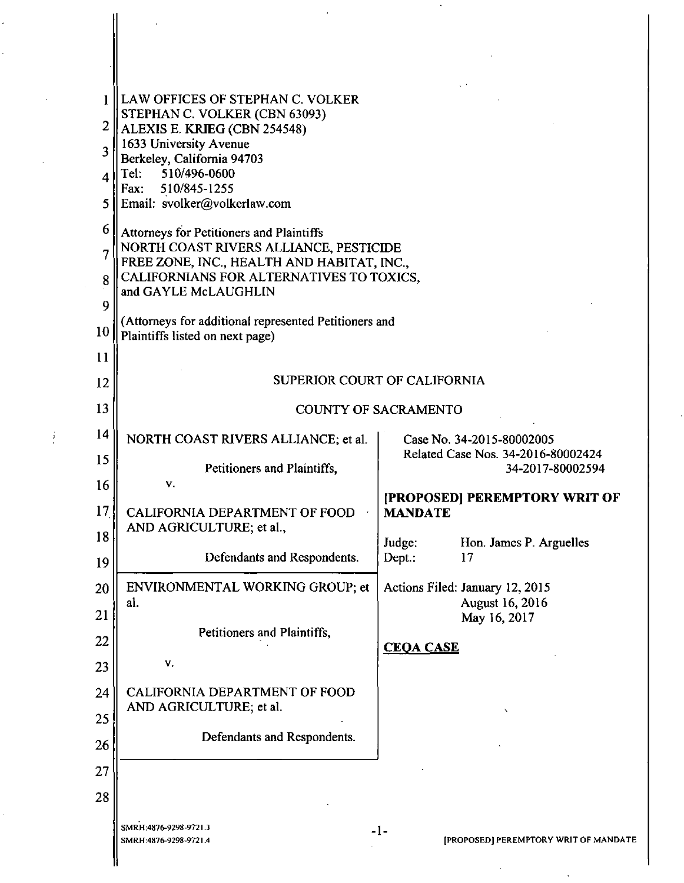LAW OFFICES OF STEPHAN C. VOLKER
STEPHAN C. VOLKER (CBN 63093)
ALEXIS E. KRIEG (CBN 254548)
1633 University Avenue
Berkeley, California 94703
Tel: 510/496-0600
Fax: 510/845-1255
Email: svolker@volkerlaw.com

Attorneys for Petitioners and Plaintiffs
NORTH COAST RIVERS ALLIANCE, PESTICIDE FREE ZONE, INC., HEALTH AND HABITAT, INC., CALIFORNIANS FOR ALTERNATIVES TO TOXICS, and GAYLE McLAUGHLIN

(Attorneys for additional represented Petitioners and Plaintiffs listed on next page)

SUPERIOR COURT OF CALIFORNIA

COUNTY OF SACRAMENTO

| | |
|---|---|
| NORTH COAST RIVERS ALLIANCE; et al.<br><br>Petitioners and Plaintiffs,<br><br>v.<br><br>CALIFORNIA DEPARTMENT OF FOOD AND AGRICULTURE; et al.,<br><br>Defendants and Respondents. | Case No. 34-2015-80002005<br>Related Case Nos. 34-2016-80002424<br>34-2017-80002594<br><br>**[PROPOSED] PEREMPTORY WRIT OF MANDATE**<br><br>Judge: Hon. James P. Arguelles<br>Dept.: 17 |
| ENVIRONMENTAL WORKING GROUP; et al.<br><br>Petitioners and Plaintiffs,<br><br>v.<br><br>CALIFORNIA DEPARTMENT OF FOOD AND AGRICULTURE; et al.<br><br>Defendants and Respondents. | Actions Filed: January 12, 2015<br>August 16, 2016<br>May 16, 2017<br><br>**CEQA CASE** |

SMRH:4876-9298-9721.3
SMRH:4876-9298-9721.4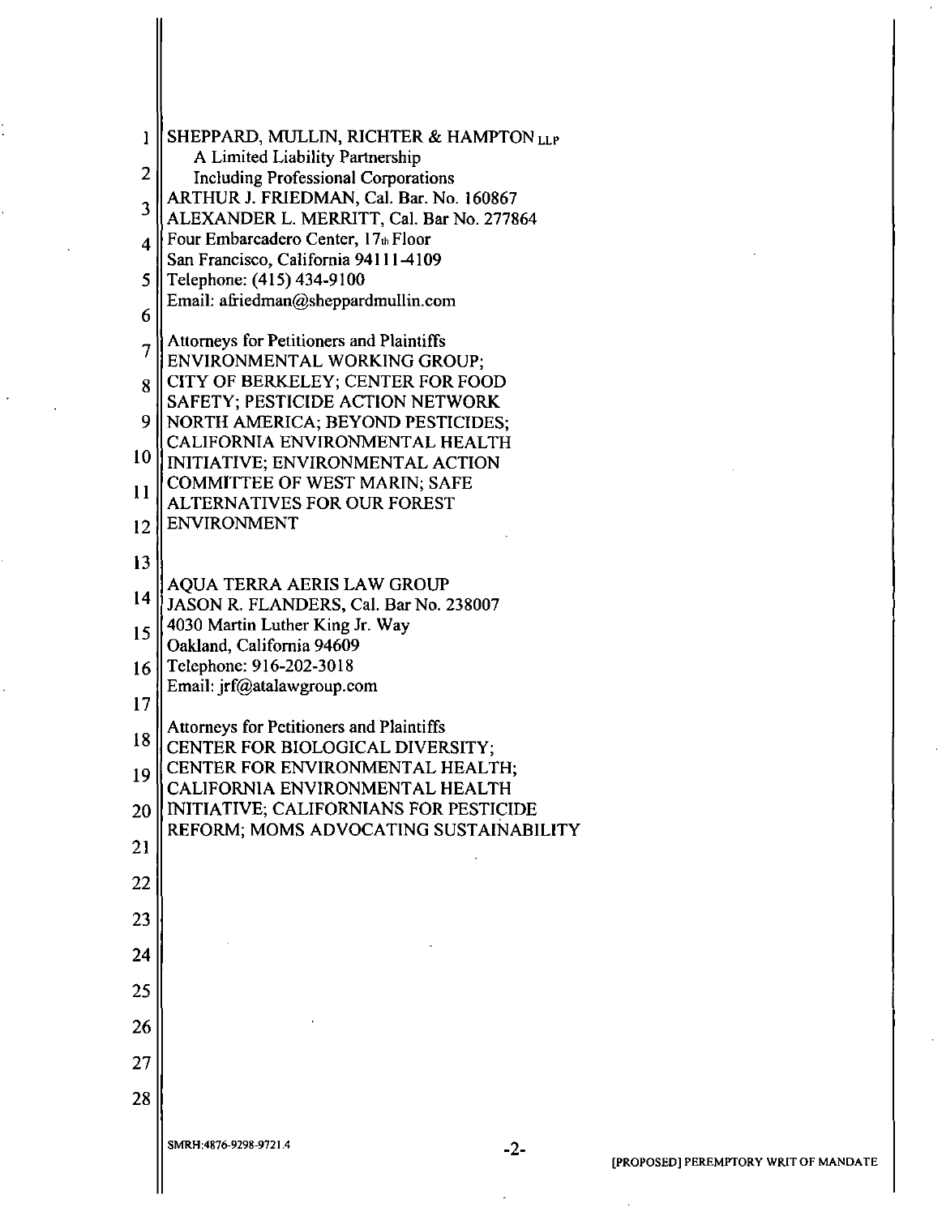SHEPPARD, MULLIN, RICHTER & HAMPTON LLP
A Limited Liability Partnership
Including Professional Corporations
ARTHUR J. FRIEDMAN, Cal. Bar. No. 160867
ALEXANDER L. MERRITT, Cal. Bar No. 277864
Four Embarcadero Center, 17th Floor
San Francisco, California 94111-4109
Telephone: (415) 434-9100
Email: afriedman@sheppardmullin.com

Attorneys for Petitioners and Plaintiffs
ENVIRONMENTAL WORKING GROUP;
CITY OF BERKELEY; CENTER FOR FOOD SAFETY; PESTICIDE ACTION NETWORK NORTH AMERICA; BEYOND PESTICIDES; CALIFORNIA ENVIRONMENTAL HEALTH INITIATIVE; ENVIRONMENTAL ACTION COMMITTEE OF WEST MARIN; SAFE ALTERNATIVES FOR OUR FOREST ENVIRONMENT

AQUA TERRA AERIS LAW GROUP
JASON R. FLANDERS, Cal. Bar No. 238007
4030 Martin Luther King Jr. Way
Oakland, California 94609
Telephone: 916-202-3018
Email: jrf@atalawgroup.com

Attorneys for Petitioners and Plaintiffs
CENTER FOR BIOLOGICAL DIVERSITY;
CENTER FOR ENVIRONMENTAL HEALTH;
CALIFORNIA ENVIRONMENTAL HEALTH INITIATIVE; CALIFORNIANS FOR PESTICIDE REFORM; MOMS ADVOCATING SUSTAINABILITY

SMRH:4876-9298-9721.4

[PROPOSED] PEREMPTORY WRIT OF MANDATE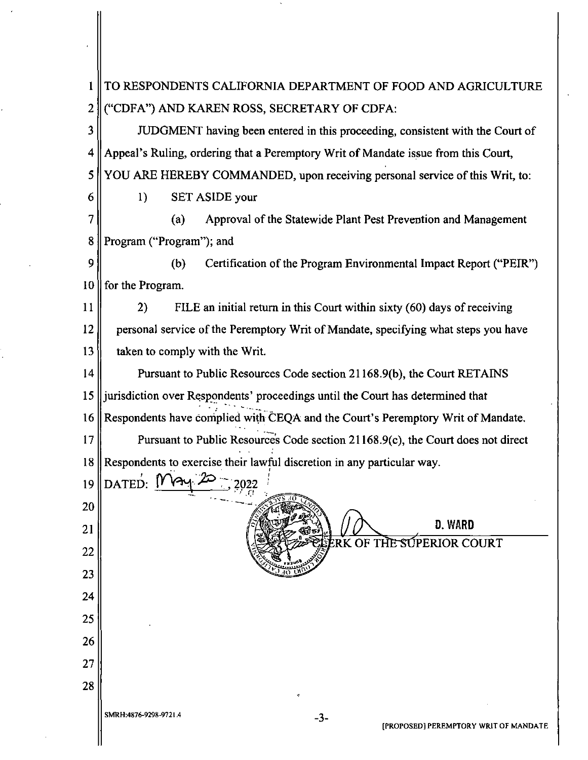TO RESPONDENTS CALIFORNIA DEPARTMENT OF FOOD AND AGRICULTURE ("CDFA") AND KAREN ROSS, SECRETARY OF CDFA:

JUDGMENT having been entered in this proceeding, consistent with the Court of Appeal's Ruling, ordering that a Peremptory Writ of Mandate issue from this Court, YOU ARE HEREBY COMMANDED, upon receiving personal service of this Writ, to:

1) SET ASIDE your

(a) Approval of the Statewide Plant Pest Prevention and Management Program ("Program"); and

(b) Certification of the Program Environmental Impact Report ("PEIR") for the Program.

2) FILE an initial return in this Court within sixty (60) days of receiving personal service of the Peremptory Writ of Mandate, specifying what steps you have taken to comply with the Writ.

Pursuant to Public Resources Code section 21168.9(b), the Court RETAINS jurisdiction over Respondents' proceedings until the Court has determined that Respondents have complied with CEQA and the Court's Peremptory Writ of Mandate.

Pursuant to Public Resources Code section 21168.9(c), the Court does not direct Respondents to exercise their lawful discretion in any particular way.

DATED: May 20, 2022

D. WARD

CLERK OF THE SUPERIOR COURT

SMRH:4876-9298-9721.4

[PROPOSED] PEREMPTORY WRIT OF MANDATE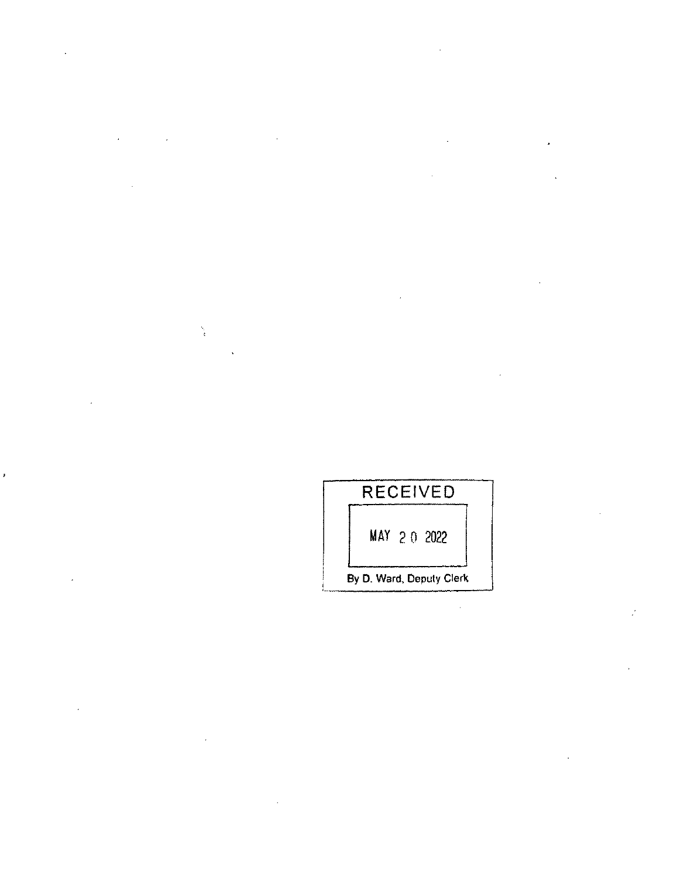RECEIVED

MAY 20 2022

By D. Ward, Deputy Clerk